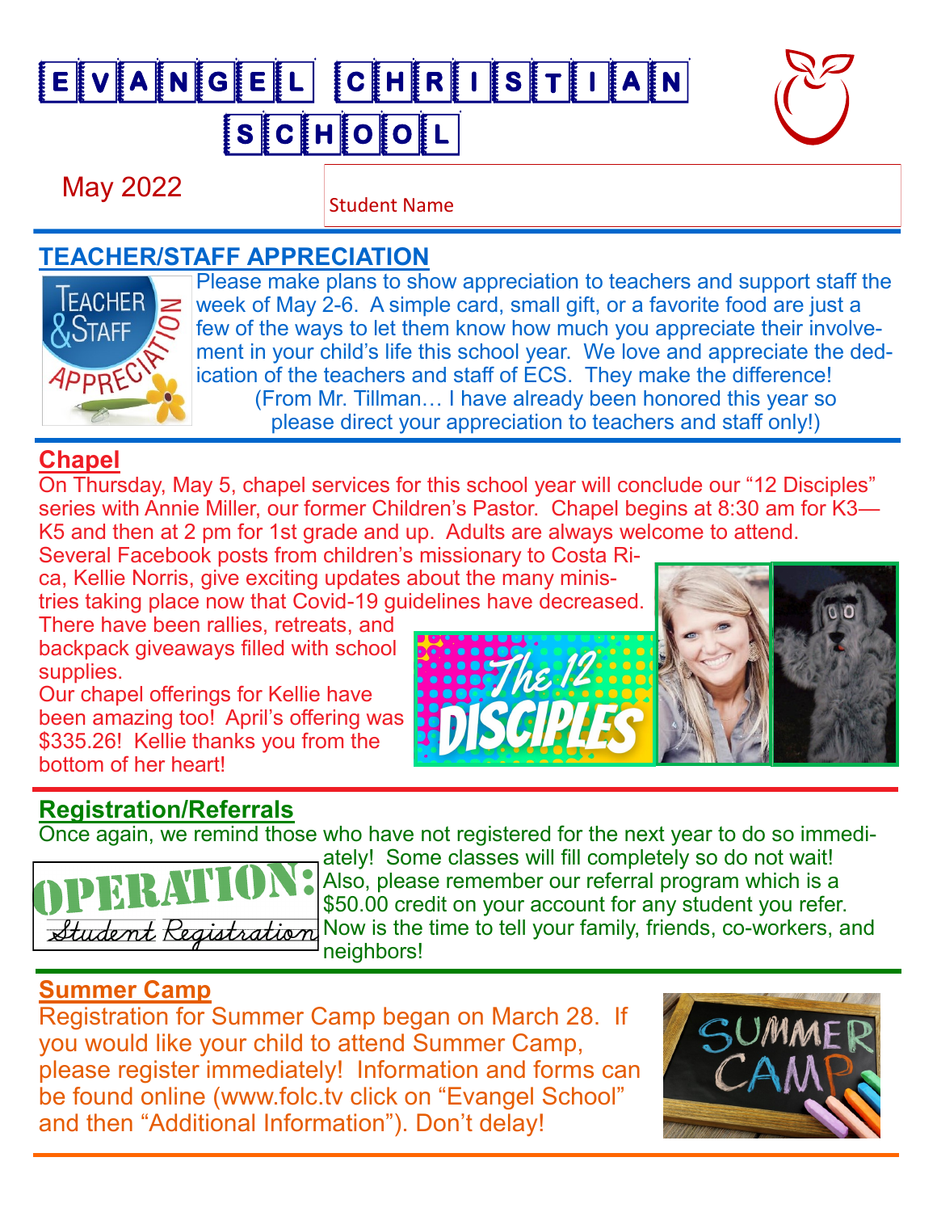# EVANGEL CHRISTIAN SCHOOL

May 2022

Student Name

## TEACHER/STAFF APPRECIATION

Please make plans to show appreciation to teachers and support staff the week of May 2-6. A simple card, small gift, or a favorite food are just a few of the ways to let them know how much you appreciate their involvement in your child's life this school year. We love and appreciate the dedication of the teachers and staff of ECS. They make the difference!

(From Mr. Tillman… I have already been honored this year so please direct your appreciation to teachers and staff only!)

## Chapel

On Thursday, May 5, chapel services for this school year will conclude our "12 Disciples" series with Annie Miller, our former Children's Pastor. Chapel begins at 8:30 am for K3—K5 and then at 2 pm for 1st grade and up. Adults are always welcome to attend.

Several Facebook posts from children's missionary to Costa Rica, Kellie Norris, give exciting updates about the many ministries taking place now that Covid-19 guidelines have decreased. There have been rallies, retreats, and backpack giveaways filled with school supplies.

Our chapel offerings for Kellie have been amazing too! April's offering was $335.26! Kellie thanks you from the bottom of her heart!

## Registration/Referrals

Once again, we remind those who have not registered for the next year to do so immediately! Some classes will fill completely so do not wait! Also, please remember our referral program which is a $50.00 credit on your account for any student you refer. Now is the time to tell your family, friends, co-workers, and neighbors!

## Summer Camp

Registration for Summer Camp began on March 28. If you would like your child to attend Summer Camp, please register immediately! Information and forms can be found online (www.folc.tv click on "Evangel School" and then "Additional Information"). Don't delay!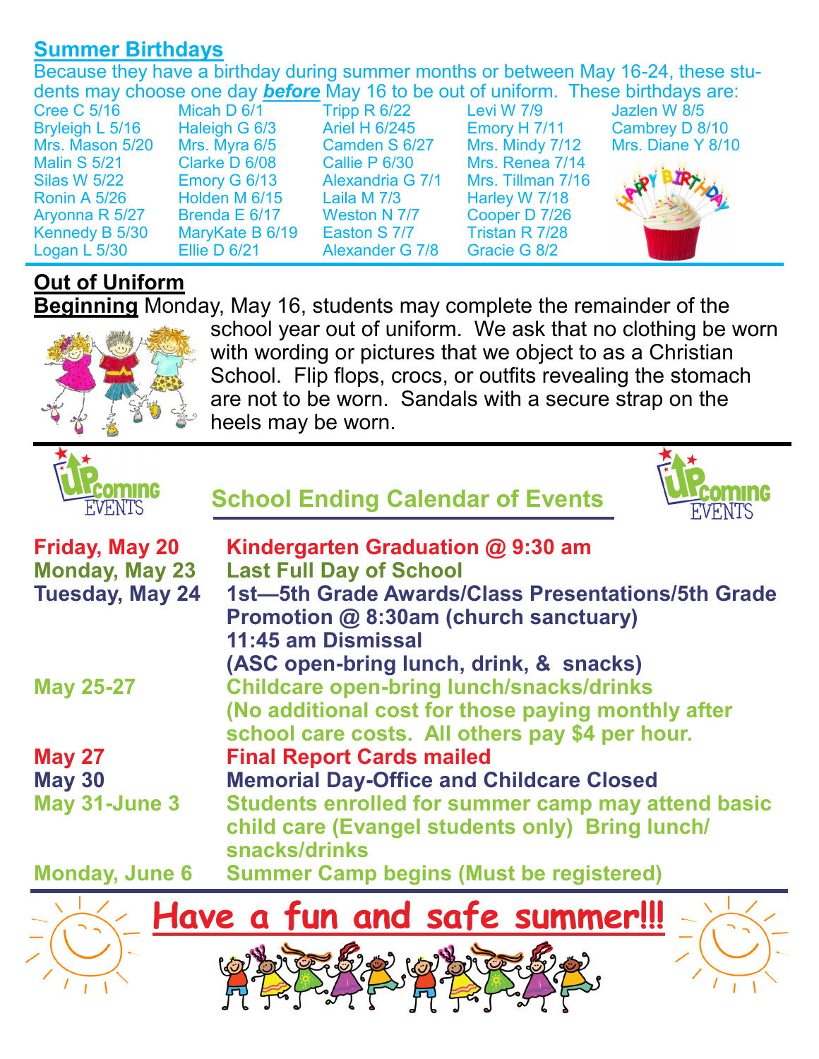## Summer Birthdays

Because they have a birthday during summer months or between May 16-24, these students may choose one day ***before*** May 16 to be out of uniform. These birthdays are:

| | | | | |
|---|---|---|---|---|
| Cree C 5/16 | Micah D 6/1 | Tripp R 6/22 | Levi W 7/9 | Jazlen W 8/5 |
| Bryleigh L 5/16 | Haleigh G 6/3 | Ariel H 6/245 | Emory H 7/11 | Cambrey D 8/10 |
| Mrs. Mason 5/20 | Mrs. Myra 6/5 | Camden S 6/27 | Mrs. Mindy 7/12 | Mrs. Diane Y 8/10 |
| Malin S 5/21 | Clarke D 6/08 | Callie P 6/30 | Mrs. Renea 7/14 | |
| Silas W 5/22 | Emory G 6/13 | Alexandria G 7/1 | Mrs. Tillman 7/16 | |
| Ronin A 5/26 | Holden M 6/15 | Laila M 7/3 | Harley W 7/18 | |
| Aryonna R 5/27 | Brenda E 6/17 | Weston N 7/7 | Cooper D 7/26 | |
| Kennedy B 5/30 | MaryKate B 6/19 | Easton S 7/7 | Tristan R 7/28 | |
| Logan L 5/30 | Ellie D 6/21 | Alexander G 7/8 | Gracie G 8/2 | |

## Out of Uniform

**Beginning** Monday, May 16, students may complete the remainder of the school year out of uniform. We ask that no clothing be worn with wording or pictures that we object to as a Christian School. Flip flops, crocs, or outfits revealing the stomach are not to be worn. Sandals with a secure strap on the heels may be worn.

## School Ending Calendar of Events

| | |
|---|---|
| **Friday, May 20** | **Kindergarten Graduation @ 9:30 am** |
| **Monday, May 23** | **Last Full Day of School** |
| **Tuesday, May 24** | **1st—5th Grade Awards/Class Presentations/5th Grade Promotion @ 8:30am (church sanctuary)**<br>**11:45 am Dismissal**<br>**(ASC open-bring lunch, drink, & snacks)** |
| **May 25-27** | **Childcare open-bring lunch/snacks/drinks (No additional cost for those paying monthly after school care costs. All others pay $4 per hour.** |
| **May 27** | **Final Report Cards mailed** |
| **May 30** | **Memorial Day-Office and Childcare Closed** |
| **May 31-June 3** | **Students enrolled for summer camp may attend basic child care (Evangel students only) Bring lunch/snacks/drinks** |
| **Monday, June 6** | **Summer Camp begins (Must be registered)** |

**Have a fun and safe summer!!!**